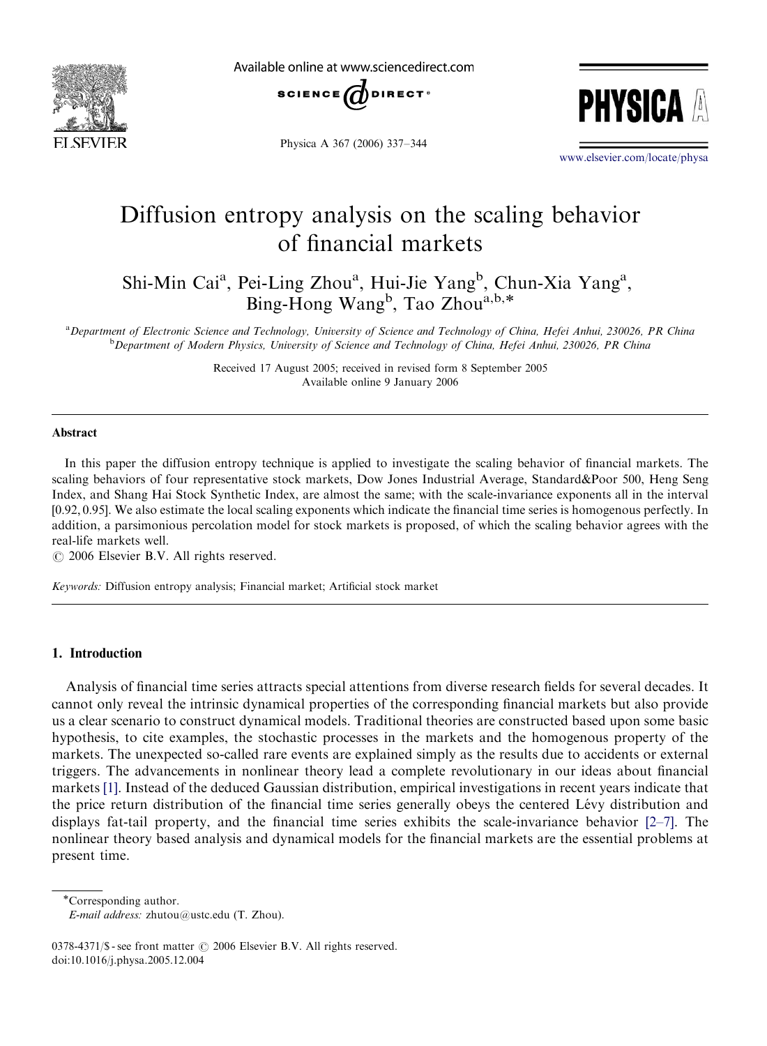# Diffusion entropy analysis on the scaling behavior of financial markets

Shi-Min Cai[a], Pei-Ling Zhou[a], Hui-Jie Yang[b], Chun-Xia Yang[a], Bing-Hong Wang[b], Tao Zhou[a,b,*]

[a] Department of Electronic Science and Technology, University of Science and Technology of China, Hefei Anhui, 230026, PR China

[b] Department of Modern Physics, University of Science and Technology of China, Hefei Anhui, 230026, PR China

Received 17 August 2005; received in revised form 8 September 2005
Available online 9 January 2006

## Abstract

In this paper the diffusion entropy technique is applied to investigate the scaling behavior of financial markets. The scaling behaviors of four representative stock markets, Dow Jones Industrial Average, Standard&Poor 500, Heng Seng Index, and Shang Hai Stock Synthetic Index, are almost the same; with the scale-invariance exponents all in the interval [0.92, 0.95]. We also estimate the local scaling exponents which indicate the financial time series is homogenous perfectly. In addition, a parsimonious percolation model for stock markets is proposed, of which the scaling behavior agrees with the real-life markets well.

© 2006 Elsevier B.V. All rights reserved.

*Keywords:* Diffusion entropy analysis; Financial market; Artificial stock market

## 1. Introduction

Analysis of financial time series attracts special attentions from diverse research fields for several decades. It cannot only reveal the intrinsic dynamical properties of the corresponding financial markets but also provide us a clear scenario to construct dynamical models. Traditional theories are constructed based upon some basic hypothesis, to cite examples, the stochastic processes in the markets and the homogenous property of the markets. The unexpected so-called rare events are explained simply as the results due to accidents or external triggers. The advancements in nonlinear theory lead a complete revolutionary in our ideas about financial markets [1]. Instead of the deduced Gaussian distribution, empirical investigations in recent years indicate that the price return distribution of the financial time series generally obeys the centered Lévy distribution and displays fat-tail property, and the financial time series exhibits the scale-invariance behavior [2–7]. The nonlinear theory based analysis and dynamical models for the financial markets are the essential problems at present time.

*Corresponding author.
*E-mail address:* zhutou@ustc.edu (T. Zhou).

0378-4371/$ - see front matter © 2006 Elsevier B.V. All rights reserved.
doi:10.1016/j.physa.2005.12.004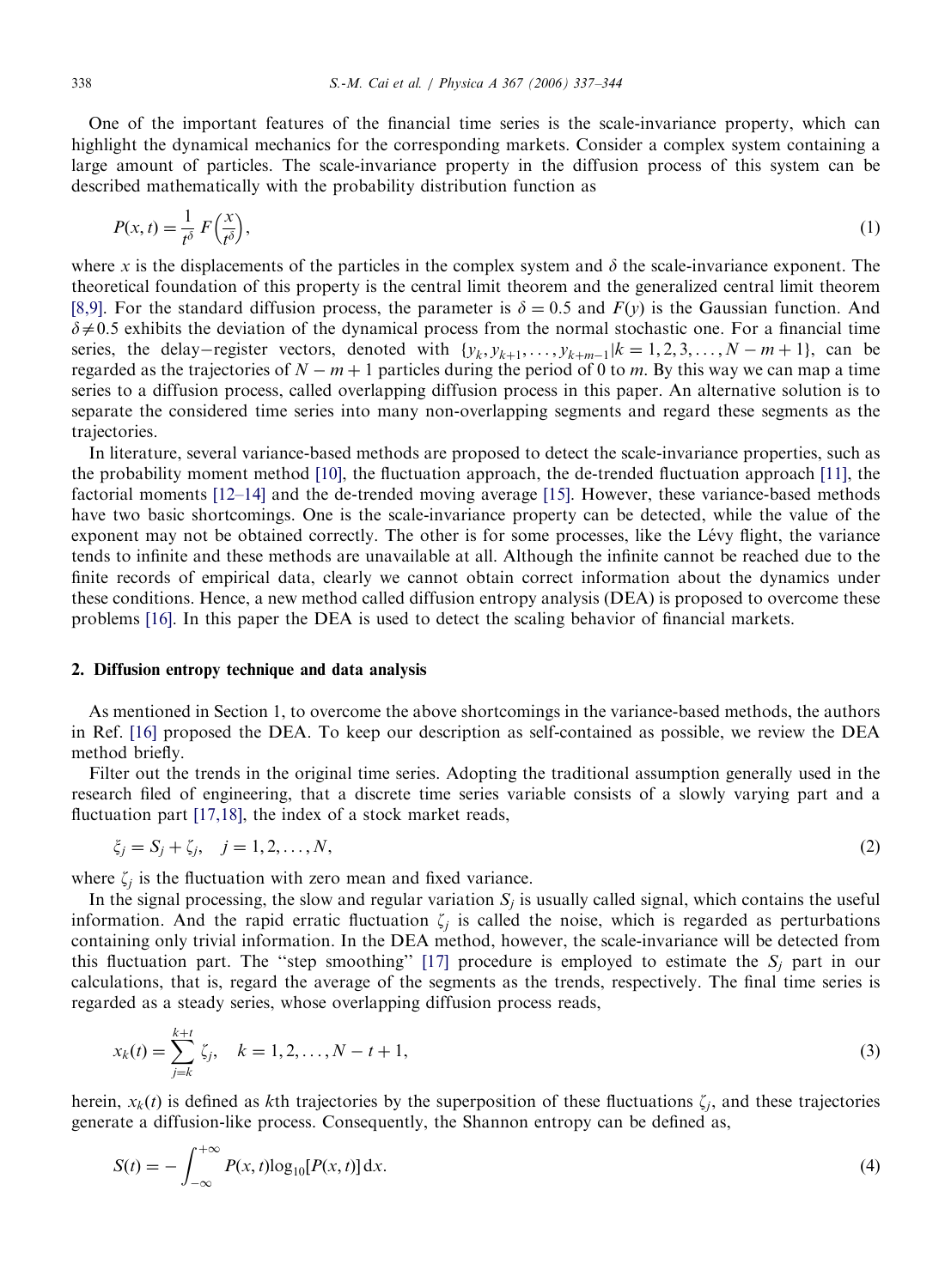One of the important features of the financial time series is the scale-invariance property, which can highlight the dynamical mechanics for the corresponding markets. Consider a complex system containing a large amount of particles. The scale-invariance property in the diffusion process of this system can be described mathematically with the probability distribution function as

$$P(x,t) = \frac{1}{t^{\delta}} F\left(\frac{x}{t^{\delta}}\right), \tag{1}$$

where $x$ is the displacements of the particles in the complex system and $\delta$ the scale-invariance exponent. The theoretical foundation of this property is the central limit theorem and the generalized central limit theorem [8,9]. For the standard diffusion process, the parameter is $\delta = 0.5$ and $F(y)$ is the Gaussian function. And $\delta \neq 0.5$ exhibits the deviation of the dynamical process from the normal stochastic one. For a financial time series, the delay−register vectors, denoted with $\{y_k, y_{k+1}, \ldots, y_{k+m-1} | k = 1, 2, 3, \ldots, N-m+1\}$, can be regarded as the trajectories of $N-m+1$ particles during the period of 0 to $m$. By this way we can map a time series to a diffusion process, called overlapping diffusion process in this paper. An alternative solution is to separate the considered time series into many non-overlapping segments and regard these segments as the trajectories.

In literature, several variance-based methods are proposed to detect the scale-invariance properties, such as the probability moment method [10], the fluctuation approach, the de-trended fluctuation approach [11], the factorial moments [12–14] and the de-trended moving average [15]. However, these variance-based methods have two basic shortcomings. One is the scale-invariance property can be detected, while the value of the exponent may not be obtained correctly. The other is for some processes, like the Lévy flight, the variance tends to infinite and these methods are unavailable at all. Although the infinite cannot be reached due to the finite records of empirical data, clearly we cannot obtain correct information about the dynamics under these conditions. Hence, a new method called diffusion entropy analysis (DEA) is proposed to overcome these problems [16]. In this paper the DEA is used to detect the scaling behavior of financial markets.

## 2. Diffusion entropy technique and data analysis

As mentioned in Section 1, to overcome the above shortcomings in the variance-based methods, the authors in Ref. [16] proposed the DEA. To keep our description as self-contained as possible, we review the DEA method briefly.

Filter out the trends in the original time series. Adopting the traditional assumption generally used in the research filed of engineering, that a discrete time series variable consists of a slowly varying part and a fluctuation part [17,18], the index of a stock market reads,

$$\xi_j = S_j + \zeta_j, \quad j = 1, 2, \ldots, N, \tag{2}$$

where $\zeta_j$ is the fluctuation with zero mean and fixed variance.

In the signal processing, the slow and regular variation $S_j$ is usually called signal, which contains the useful information. And the rapid erratic fluctuation $\zeta_j$ is called the noise, which is regarded as perturbations containing only trivial information. In the DEA method, however, the scale-invariance will be detected from this fluctuation part. The "step smoothing" [17] procedure is employed to estimate the $S_j$ part in our calculations, that is, regard the average of the segments as the trends, respectively. The final time series is regarded as a steady series, whose overlapping diffusion process reads,

$$x_k(t) = \sum_{j=k}^{k+t} \zeta_j, \quad k = 1, 2, \ldots, N-t+1, \tag{3}$$

herein, $x_k(t)$ is defined as $k$th trajectories by the superposition of these fluctuations $\zeta_j$, and these trajectories generate a diffusion-like process. Consequently, the Shannon entropy can be defined as,

$$S(t) = -\int_{-\infty}^{+\infty} P(x,t) \log_{10}[P(x,t)]\, dx. \tag{4}$$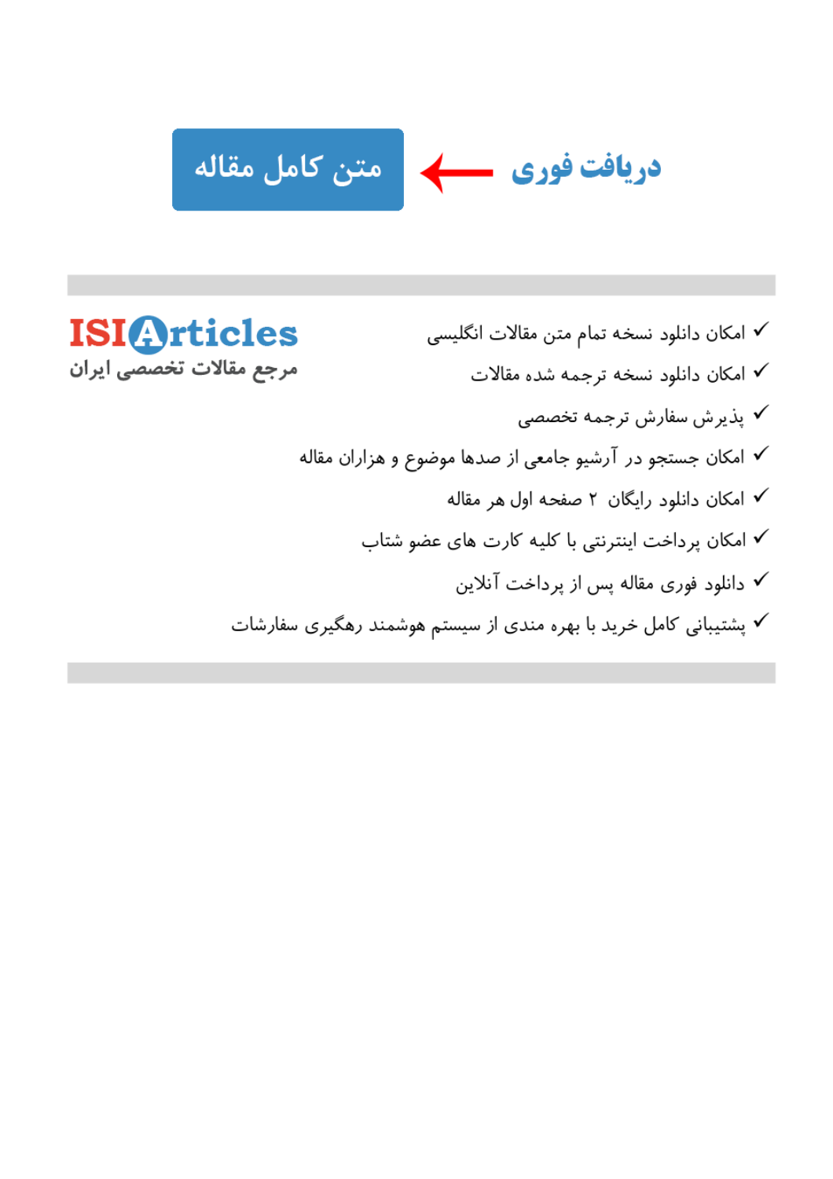دریافت فوری ← متن کامل مقاله

**ISIArticles**
مرجع مقالات تخصصی ایران

- ✓ امکان دانلود نسخه تمام متن مقالات انگلیسی
- ✓ امکان دانلود نسخه ترجمه شده مقالات
- ✓ پذیرش سفارش ترجمه تخصصی
- ✓ امکان جستجو در آرشیو جامعی از صدها موضوع و هزاران مقاله
- ✓ امکان دانلود رایگان ۲ صفحه اول هر مقاله
- ✓ امکان پرداخت اینترنتی با کلیه کارت های عضو شتاب
- ✓ دانلود فوری مقاله پس از پرداخت آنلاین
- ✓ پشتیبانی کامل خرید با بهره مندی از سیستم هوشمند رهگیری سفارشات